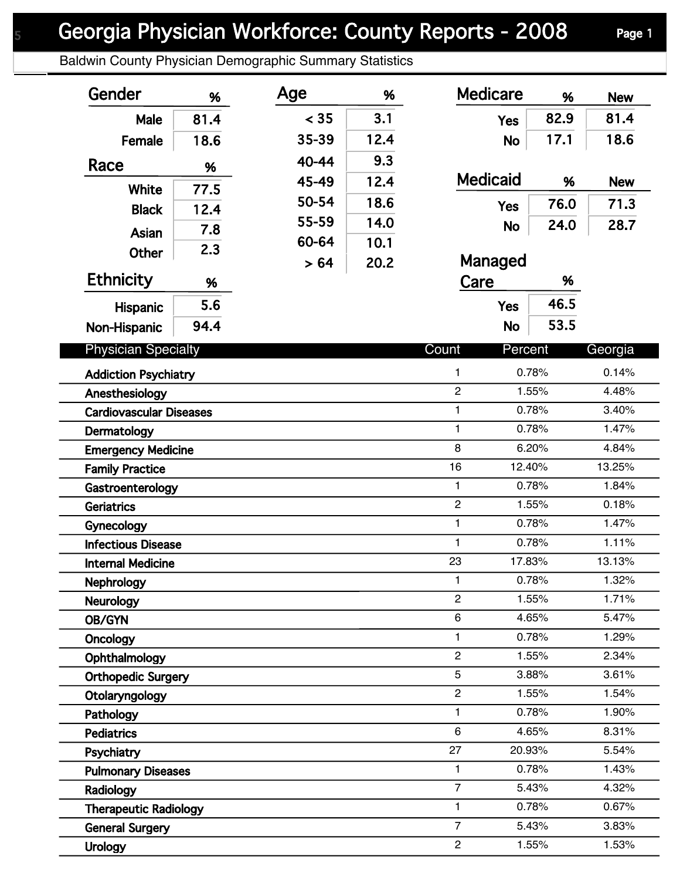# Georgia Physician Workforce: County Reports - 2008

Baldwin County Physician Demographic Summary Statistics

| Gender | % |
|---|---|
| Male | 81.4 |
| Female | 18.6 |

| Race | % |
|---|---|
| White | 77.5 |
| Black | 12.4 |
| Asian | 7.8 |
| Other | 2.3 |

| Ethnicity | % |
|---|---|
| Hispanic | 5.6 |
| Non-Hispanic | 94.4 |

| Age | % |
|---|---|
| < 35 | 3.1 |
| 35-39 | 12.4 |
| 40-44 | 9.3 |
| 45-49 | 12.4 |
| 50-54 | 18.6 |
| 55-59 | 14.0 |
| 60-64 | 10.1 |
| > 64 | 20.2 |

| Medicare | % | New |
|---|---|---|
| Yes | 82.9 | 81.4 |
| No | 17.1 | 18.6 |

| Medicaid | % | New |
|---|---|---|
| Yes | 76.0 | 71.3 |
| No | 24.0 | 28.7 |

| Managed Care | % |
|---|---|
| Yes | 46.5 |
| No | 53.5 |

| Physician Specialty | Count | Percent | Georgia |
|---|---|---|---|
| Addiction Psychiatry | 1 | 0.78% | 0.14% |
| Anesthesiology | 2 | 1.55% | 4.48% |
| Cardiovascular Diseases | 1 | 0.78% | 3.40% |
| Dermatology | 1 | 0.78% | 1.47% |
| Emergency Medicine | 8 | 6.20% | 4.84% |
| Family Practice | 16 | 12.40% | 13.25% |
| Gastroenterology | 1 | 0.78% | 1.84% |
| Geriatrics | 2 | 1.55% | 0.18% |
| Gynecology | 1 | 0.78% | 1.47% |
| Infectious Disease | 1 | 0.78% | 1.11% |
| Internal Medicine | 23 | 17.83% | 13.13% |
| Nephrology | 1 | 0.78% | 1.32% |
| Neurology | 2 | 1.55% | 1.71% |
| OB/GYN | 6 | 4.65% | 5.47% |
| Oncology | 1 | 0.78% | 1.29% |
| Ophthalmology | 2 | 1.55% | 2.34% |
| Orthopedic Surgery | 5 | 3.88% | 3.61% |
| Otolaryngology | 2 | 1.55% | 1.54% |
| Pathology | 1 | 0.78% | 1.90% |
| Pediatrics | 6 | 4.65% | 8.31% |
| Psychiatry | 27 | 20.93% | 5.54% |
| Pulmonary Diseases | 1 | 0.78% | 1.43% |
| Radiology | 7 | 5.43% | 4.32% |
| Therapeutic Radiology | 1 | 0.78% | 0.67% |
| General Surgery | 7 | 5.43% | 3.83% |
| Urology | 2 | 1.55% | 1.53% |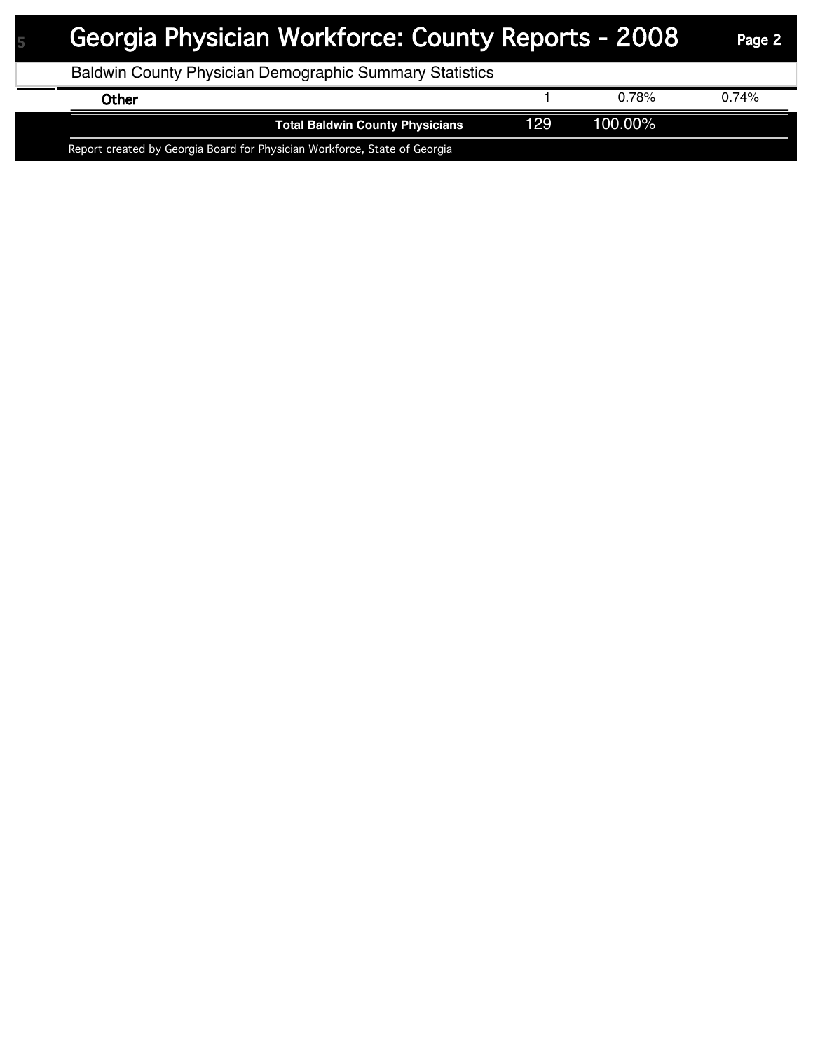## Baldwin County Physician Demographic Summary Statistics

| | | | |
|---|---|---|---|
| **Other** | 1 | 0.78% | 0.74% |
| **Total Baldwin County Physicians** | 129 | 100.00% | |

Report created by Georgia Board for Physician Workforce, State of Georgia